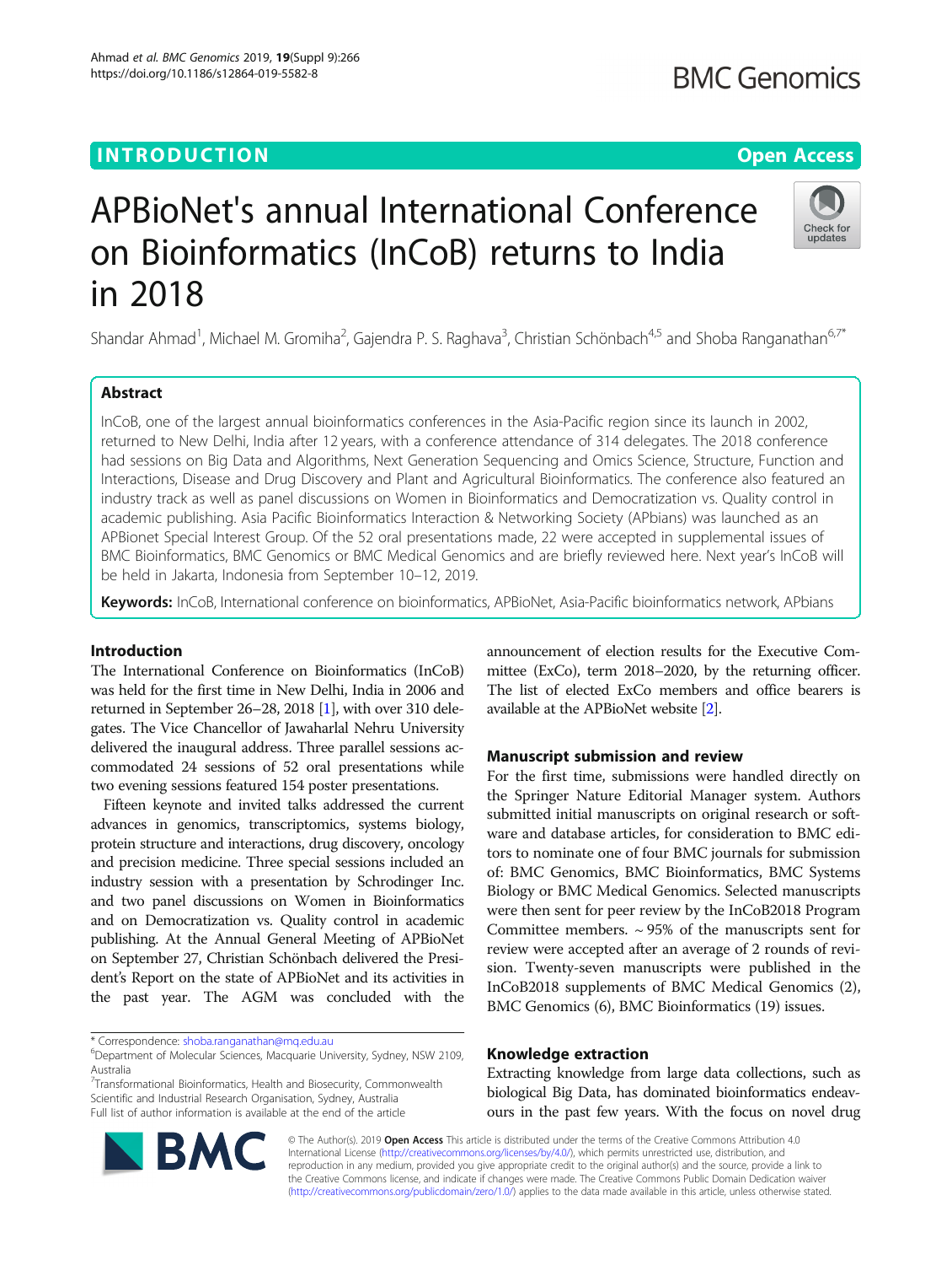INTRODUCTION Open Access

# APBioNet's annual International Conference on Bioinformatics (InCoB) returns to India in 2018

Shandar Ahmad[1], Michael M. Gromiha[2], Gajendra P. S. Raghava[3], Christian Schönbach[4,5] and Shoba Ranganathan[6,7*]

## Abstract

InCoB, one of the largest annual bioinformatics conferences in the Asia-Pacific region since its launch in 2002, returned to New Delhi, India after 12 years, with a conference attendance of 314 delegates. The 2018 conference had sessions on Big Data and Algorithms, Next Generation Sequencing and Omics Science, Structure, Function and Interactions, Disease and Drug Discovery and Plant and Agricultural Bioinformatics. The conference also featured an industry track as well as panel discussions on Women in Bioinformatics and Democratization vs. Quality control in academic publishing. Asia Pacific Bioinformatics Interaction & Networking Society (APbians) was launched as an APBionet Special Interest Group. Of the 52 oral presentations made, 22 were accepted in supplemental issues of BMC Bioinformatics, BMC Genomics or BMC Medical Genomics and are briefly reviewed here. Next year's InCoB will be held in Jakarta, Indonesia from September 10–12, 2019.

**Keywords:** InCoB, International conference on bioinformatics, APBioNet, Asia-Pacific bioinformatics network, APbians

## Introduction

The International Conference on Bioinformatics (InCoB) was held for the first time in New Delhi, India in 2006 and returned in September 26–28, 2018 [1], with over 310 delegates. The Vice Chancellor of Jawaharlal Nehru University delivered the inaugural address. Three parallel sessions accommodated 24 sessions of 52 oral presentations while two evening sessions featured 154 poster presentations.

Fifteen keynote and invited talks addressed the current advances in genomics, transcriptomics, systems biology, protein structure and interactions, drug discovery, oncology and precision medicine. Three special sessions included an industry session with a presentation by Schrodinger Inc. and two panel discussions on Women in Bioinformatics and on Democratization vs. Quality control in academic publishing. At the Annual General Meeting of APBioNet on September 27, Christian Schönbach delivered the President's Report on the state of APBioNet and its activities in the past year. The AGM was concluded with the announcement of election results for the Executive Committee (ExCo), term 2018–2020, by the returning officer. The list of elected ExCo members and office bearers is available at the APBioNet website [2].

## Manuscript submission and review

For the first time, submissions were handled directly on the Springer Nature Editorial Manager system. Authors submitted initial manuscripts on original research or software and database articles, for consideration to BMC editors to nominate one of four BMC journals for submission of: BMC Genomics, BMC Bioinformatics, BMC Systems Biology or BMC Medical Genomics. Selected manuscripts were then sent for peer review by the InCoB2018 Program Committee members. ~ 95% of the manuscripts sent for review were accepted after an average of 2 rounds of revision. Twenty-seven manuscripts were published in the InCoB2018 supplements of BMC Medical Genomics (2), BMC Genomics (6), BMC Bioinformatics (19) issues.

## Knowledge extraction

Extracting knowledge from large data collections, such as biological Big Data, has dominated bioinformatics endeavours in the past few years. With the focus on novel drug

* Correspondence: shoba.ranganathan@mq.edu.au
[6]Department of Molecular Sciences, Macquarie University, Sydney, NSW 2109, Australia
[7]Transformational Bioinformatics, Health and Biosecurity, Commonwealth Scientific and Industrial Research Organisation, Sydney, Australia
Full list of author information is available at the end of the article

© The Author(s). 2019 **Open Access** This article is distributed under the terms of the Creative Commons Attribution 4.0 International License (http://creativecommons.org/licenses/by/4.0/), which permits unrestricted use, distribution, and reproduction in any medium, provided you give appropriate credit to the original author(s) and the source, provide a link to the Creative Commons license, and indicate if changes were made. The Creative Commons Public Domain Dedication waiver (http://creativecommons.org/publicdomain/zero/1.0/) applies to the data made available in this article, unless otherwise stated.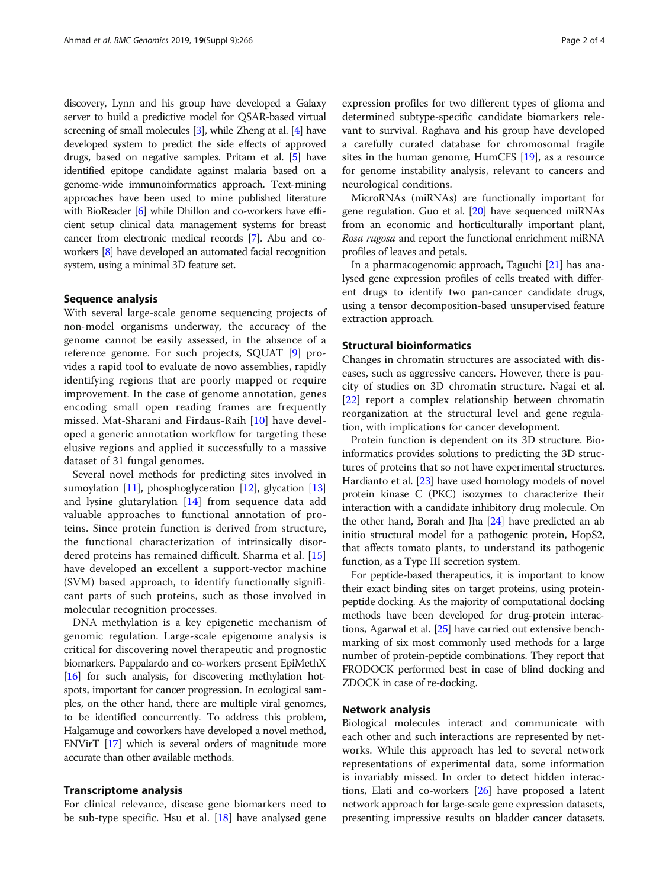discovery, Lynn and his group have developed a Galaxy server to build a predictive model for QSAR-based virtual screening of small molecules [3], while Zheng at al. [4] have developed system to predict the side effects of approved drugs, based on negative samples. Pritam et al. [5] have identified epitope candidate against malaria based on a genome-wide immunoinformatics approach. Text-mining approaches have been used to mine published literature with BioReader [6] while Dhillon and co-workers have efficient setup clinical data management systems for breast cancer from electronic medical records [7]. Abu and co-workers [8] have developed an automated facial recognition system, using a minimal 3D feature set.

## Sequence analysis

With several large-scale genome sequencing projects of non-model organisms underway, the accuracy of the genome cannot be easily assessed, in the absence of a reference genome. For such projects, SQUAT [9] provides a rapid tool to evaluate de novo assemblies, rapidly identifying regions that are poorly mapped or require improvement. In the case of genome annotation, genes encoding small open reading frames are frequently missed. Mat-Sharani and Firdaus-Raih [10] have developed a generic annotation workflow for targeting these elusive regions and applied it successfully to a massive dataset of 31 fungal genomes.

Several novel methods for predicting sites involved in sumoylation [11], phosphoglyceration [12], glycation [13] and lysine glutarylation [14] from sequence data add valuable approaches to functional annotation of proteins. Since protein function is derived from structure, the functional characterization of intrinsically disordered proteins has remained difficult. Sharma et al. [15] have developed an excellent a support-vector machine (SVM) based approach, to identify functionally significant parts of such proteins, such as those involved in molecular recognition processes.

DNA methylation is a key epigenetic mechanism of genomic regulation. Large-scale epigenome analysis is critical for discovering novel therapeutic and prognostic biomarkers. Pappalardo and co-workers present EpiMethX [16] for such analysis, for discovering methylation hotspots, important for cancer progression. In ecological samples, on the other hand, there are multiple viral genomes, to be identified concurrently. To address this problem, Halgamuge and coworkers have developed a novel method, ENVirT [17] which is several orders of magnitude more accurate than other available methods.

## Transcriptome analysis

For clinical relevance, disease gene biomarkers need to be sub-type specific. Hsu et al. [18] have analysed gene expression profiles for two different types of glioma and determined subtype-specific candidate biomarkers relevant to survival. Raghava and his group have developed a carefully curated database for chromosomal fragile sites in the human genome, HumCFS [19], as a resource for genome instability analysis, relevant to cancers and neurological conditions.

MicroRNAs (miRNAs) are functionally important for gene regulation. Guo et al. [20] have sequenced miRNAs from an economic and horticulturally important plant, *Rosa rugosa* and report the functional enrichment miRNA profiles of leaves and petals.

In a pharmacogenomic approach, Taguchi [21] has analysed gene expression profiles of cells treated with different drugs to identify two pan-cancer candidate drugs, using a tensor decomposition-based unsupervised feature extraction approach.

## Structural bioinformatics

Changes in chromatin structures are associated with diseases, such as aggressive cancers. However, there is paucity of studies on 3D chromatin structure. Nagai et al. [22] report a complex relationship between chromatin reorganization at the structural level and gene regulation, with implications for cancer development.

Protein function is dependent on its 3D structure. Bioinformatics provides solutions to predicting the 3D structures of proteins that so not have experimental structures. Hardianto et al. [23] have used homology models of novel protein kinase C (PKC) isozymes to characterize their interaction with a candidate inhibitory drug molecule. On the other hand, Borah and Jha [24] have predicted an ab initio structural model for a pathogenic protein, HopS2, that affects tomato plants, to understand its pathogenic function, as a Type III secretion system.

For peptide-based therapeutics, it is important to know their exact binding sites on target proteins, using protein-peptide docking. As the majority of computational docking methods have been developed for drug-protein interactions, Agarwal et al. [25] have carried out extensive benchmarking of six most commonly used methods for a large number of protein-peptide combinations. They report that FRODOCK performed best in case of blind docking and ZDOCK in case of re-docking.

## Network analysis

Biological molecules interact and communicate with each other and such interactions are represented by networks. While this approach has led to several network representations of experimental data, some information is invariably missed. In order to detect hidden interactions, Elati and co-workers [26] have proposed a latent network approach for large-scale gene expression datasets, presenting impressive results on bladder cancer datasets.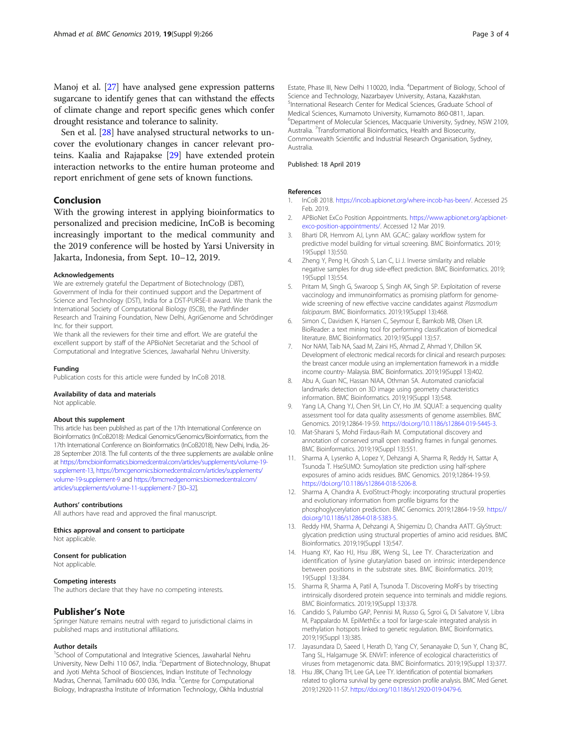Manoj et al. [27] have analysed gene expression patterns sugarcane to identify genes that can withstand the effects of climate change and report specific genes which confer drought resistance and tolerance to salinity.

Sen et al. [28] have analysed structural networks to uncover the evolutionary changes in cancer relevant proteins. Kaalia and Rajapakse [29] have extended protein interaction networks to the entire human proteome and report enrichment of gene sets of known functions.

## Conclusion

With the growing interest in applying bioinformatics to personalized and precision medicine, InCoB is becoming increasingly important to the medical community and the 2019 conference will be hosted by Yarsi University in Jakarta, Indonesia, from Sept. 10–12, 2019.

#### Acknowledgements

We are extremely grateful the Department of Biotechnology (DBT), Government of India for their continued support and the Department of Science and Technology (DST), India for a DST-PURSE-II award. We thank the International Society of Computational Biology (ISCB), the Pathfinder Research and Training Foundation, New Delhi, AgriGenome and Schrödinger Inc. for their support.

We thank all the reviewers for their time and effort. We are grateful the excellent support by staff of the APBioNet Secretariat and the School of Computational and Integrative Sciences, Jawaharlal Nehru University.

#### Funding

Publication costs for this article were funded by InCoB 2018.

#### Availability of data and materials

Not applicable.

#### About this supplement

This article has been published as part of the 17th International Conference on Bioinformatics (InCoB2018): Medical Genomics/Genomics/Bioinformatics, from the 17th International Conference on Bioinformatics (InCoB2018), New Delhi, India, 26-28 September 2018. The full contents of the three supplements are available online at https://bmcbioinformatics.biomedcentral.com/articles/supplements/volume-19-supplement-13, https://bmcgenomics.biomedcentral.com/articles/supplements/volume-19-supplement-9 and https://bmcmedgenomics.biomedcentral.com/articles/supplements/volume-11-supplement-7 [30–32].

#### Authors' contributions

All authors have read and approved the final manuscript.

#### Ethics approval and consent to participate

Not applicable.

#### Consent for publication

Not applicable.

#### Competing interests

The authors declare that they have no competing interests.

## Publisher's Note

Springer Nature remains neutral with regard to jurisdictional claims in published maps and institutional affiliations.

#### Author details

[1]School of Computational and Integrative Sciences, Jawaharlal Nehru University, New Delhi 110 067, India. [2]Department of Biotechnology, Bhupat and Jyoti Mehta School of Biosciences, Indian Institute of Technology Madras, Chennai, Tamilnadu 600 036, India. [3]Centre for Computational Biology, Indraprastha Institute of Information Technology, Okhla Industrial Estate, Phase III, New Delhi 110020, India. [4]Department of Biology, School of Science and Technology, Nazarbayev University, Astana, Kazakhstan. [5]International Research Center for Medical Sciences, Graduate School of Medical Sciences, Kumamoto University, Kumamoto 860-0811, Japan. [6]Department of Molecular Sciences, Macquarie University, Sydney, NSW 2109, Australia. [7]Transformational Bioinformatics, Health and Biosecurity, Commonwealth Scientific and Industrial Research Organisation, Sydney, Australia.

Published: 18 April 2019

#### References

1. InCoB 2018. https://incob.apbionet.org/where-incob-has-been/. Accessed 25 Feb. 2019.
2. APBioNet ExCo Position Appointments. https://www.apbionet.org/apbionet-exco-position-appointments/. Accessed 12 Mar 2019.
3. Bharti DR, Hemrom AJ, Lynn AM. GCAC: galaxy workflow system for predictive model building for virtual screening. BMC Bioinformatics. 2019;19(Suppl 13):550.
4. Zheng Y, Peng H, Ghosh S, Lan C, Li J. Inverse similarity and reliable negative samples for drug side-effect prediction. BMC Bioinformatics. 2019;19(Suppl 13):554.
5. Pritam M, Singh G, Swaroop S, Singh AK, Singh SP. Exploitation of reverse vaccinology and immunoinformatics as promising platform for genome-wide screening of new effective vaccine candidates against *Plasmodium falciparum*. BMC Bioinformatics. 2019;19(Suppl 13):468.
6. Simon C, Davidsen K, Hansen C, Seymour E, Barnkob MB, Olsen LR. BioReader: a text mining tool for performing classification of biomedical literature. BMC Bioinformatics. 2019;19(Suppl 13):57.
7. Nor NAM, Taib NA, Saad M, Zaini HS, Ahmad Z, Ahmad Y, Dhillon SK. Development of electronic medical records for clinical and research purposes: the breast cancer module using an implementation framework in a middle income country- Malaysia. BMC Bioinformatics. 2019;19(Suppl 13):402.
8. Abu A, Guan NC, Hassan NIAA, Othman SA. Automated craniofacial landmarks detection on 3D image using geometry characteristics information. BMC Bioinformatics. 2019;19(Suppl 13):548.
9. Yang LA, Chang YJ, Chen SH, Lin CY, Ho JM. SQUAT: a sequencing quality assessment tool for data quality assessments of genome assemblies. BMC Genomics. 2019;12864-19-S9. https://doi.org/10.1186/s12864-019-5445-3.
10. Mat-Sharani S, Mohd Firdaus-Raih M. Computational discovery and annotation of conserved small open reading frames in fungal genomes. BMC Bioinformatics. 2019;19(Suppl 13):551.
11. Sharma A, Lysenko A, Lopez Y, Dehzangi A, Sharma R, Reddy H, Sattar A, Tsunoda T. HseSUMO: Sumoylation site prediction using half-sphere exposures of amino acids residues. BMC Genomics. 2019;12864-19-S9. https://doi.org/10.1186/s12864-018-5206-8.
12. Sharma A, Chandra A. EvolStruct-Phogly: incorporating structural properties and evolutionary information from profile bigrams for the phosphoglycerylation prediction. BMC Genomics. 2019;12864-19-S9. https://doi.org/10.1186/s12864-018-5383-5.
13. Reddy HM, Sharma A, Dehzangi A, Shigemizu D, Chandra AATT. GlyStruct: glycation prediction using structural properties of amino acid residues. BMC Bioinformatics. 2019;19(Suppl 13):547.
14. Huang KY, Kao HJ, Hsu JBK, Weng SL, Lee TY. Characterization and identification of lysine glutarylation based on intrinsic interdependence between positions in the substrate sites. BMC Bioinformatics. 2019;19(Suppl 13):384.
15. Sharma R, Sharma A, Patil A, Tsunoda T. Discovering MoRFs by trisecting intrinsically disordered protein sequence into terminals and middle regions. BMC Bioinformatics. 2019;19(Suppl 13):378.
16. Candido S, Palumbo GAP, Pennisi M, Russo G, Sgroi G, Di Salvatore V, Libra M, Pappalardo M. EpiMethEx: a tool for large-scale integrated analysis in methylation hotspots linked to genetic regulation. BMC Bioinformatics. 2019;19(Suppl 13):385.
17. Jayasundara D, Saeed I, Herath D, Yang CY, Senanayake D, Sun Y, Chang BC, Tang SL, Halgamuge SK. ENVirT: inference of ecological characteristics of viruses from metagenomic data. BMC Bioinformatics. 2019;19(Suppl 13):377.
18. Hsu JBK, Chang TH, Lee GA, Lee TY. Identification of potential biomarkers related to glioma survival by gene expression profile analysis. BMC Med Genet. 2019;12920-11-S7. https://doi.org/10.1186/s12920-019-0479-6.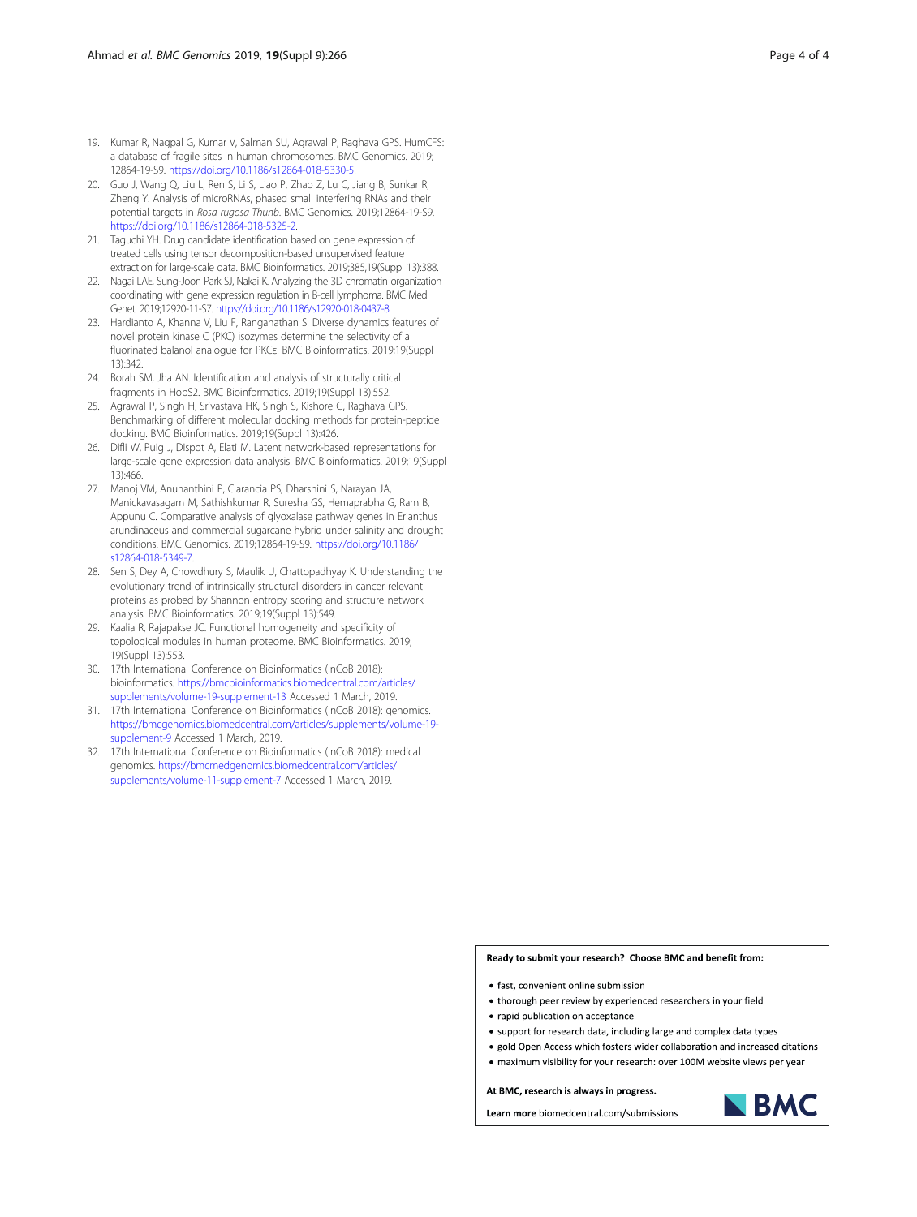19. Kumar R, Nagpal G, Kumar V, Salman SU, Agrawal P, Raghava GPS. HumCFS: a database of fragile sites in human chromosomes. BMC Genomics. 2019; 12864-19-S9. https://doi.org/10.1186/s12864-018-5330-5.
20. Guo J, Wang Q, Liu L, Ren S, Li S, Liao P, Zhao Z, Lu C, Jiang B, Sunkar R, Zheng Y. Analysis of microRNAs, phased small interfering RNAs and their potential targets in *Rosa rugosa Thunb*. BMC Genomics. 2019;12864-19-S9. https://doi.org/10.1186/s12864-018-5325-2.
21. Taguchi YH. Drug candidate identification based on gene expression of treated cells using tensor decomposition-based unsupervised feature extraction for large-scale data. BMC Bioinformatics. 2019;385,19(Suppl 13):388.
22. Nagai LAE, Sung-Joon Park SJ, Nakai K. Analyzing the 3D chromatin organization coordinating with gene expression regulation in B-cell lymphoma. BMC Med Genet. 2019;12920-11-S7. https://doi.org/10.1186/s12920-018-0437-8.
23. Hardianto A, Khanna V, Liu F, Ranganathan S. Diverse dynamics features of novel protein kinase C (PKC) isozymes determine the selectivity of a fluorinated balanol analogue for PKCε. BMC Bioinformatics. 2019;19(Suppl 13):342.
24. Borah SM, Jha AN. Identification and analysis of structurally critical fragments in HopS2. BMC Bioinformatics. 2019;19(Suppl 13):552.
25. Agrawal P, Singh H, Srivastava HK, Singh S, Kishore G, Raghava GPS. Benchmarking of different molecular docking methods for protein-peptide docking. BMC Bioinformatics. 2019;19(Suppl 13):426.
26. Difli W, Puig J, Dispot A, Elati M. Latent network-based representations for large-scale gene expression data analysis. BMC Bioinformatics. 2019;19(Suppl 13):466.
27. Manoj VM, Anunanthini P, Clarancia PS, Dharshini S, Narayan JA, Manickavasagam M, Sathishkumar R, Suresha GS, Hemaprabha G, Ram B, Appunu C. Comparative analysis of glyoxalase pathway genes in Erianthus arundinaceus and commercial sugarcane hybrid under salinity and drought conditions. BMC Genomics. 2019;12864-19-S9. https://doi.org/10.1186/s12864-018-5349-7.
28. Sen S, Dey A, Chowdhury S, Maulik U, Chattopadhyay K. Understanding the evolutionary trend of intrinsically structural disorders in cancer relevant proteins as probed by Shannon entropy scoring and structure network analysis. BMC Bioinformatics. 2019;19(Suppl 13):549.
29. Kaalia R, Rajapakse JC. Functional homogeneity and specificity of topological modules in human proteome. BMC Bioinformatics. 2019; 19(Suppl 13):553.
30. 17th International Conference on Bioinformatics (InCoB 2018): bioinformatics. https://bmcbioinformatics.biomedcentral.com/articles/supplements/volume-19-supplement-13 Accessed 1 March, 2019.
31. 17th International Conference on Bioinformatics (InCoB 2018): genomics. https://bmcgenomics.biomedcentral.com/articles/supplements/volume-19-supplement-9 Accessed 1 March, 2019.
32. 17th International Conference on Bioinformatics (InCoB 2018): medical genomics. https://bmcmedgenomics.biomedcentral.com/articles/supplements/volume-11-supplement-7 Accessed 1 March, 2019.

**Ready to submit your research? Choose BMC and benefit from:**

- fast, convenient online submission
- thorough peer review by experienced researchers in your field
- rapid publication on acceptance
- support for research data, including large and complex data types
- gold Open Access which fosters wider collaboration and increased citations
- maximum visibility for your research: over 100M website views per year

**At BMC, research is always in progress.**

**Learn more** biomedcentral.com/submissions

BMC